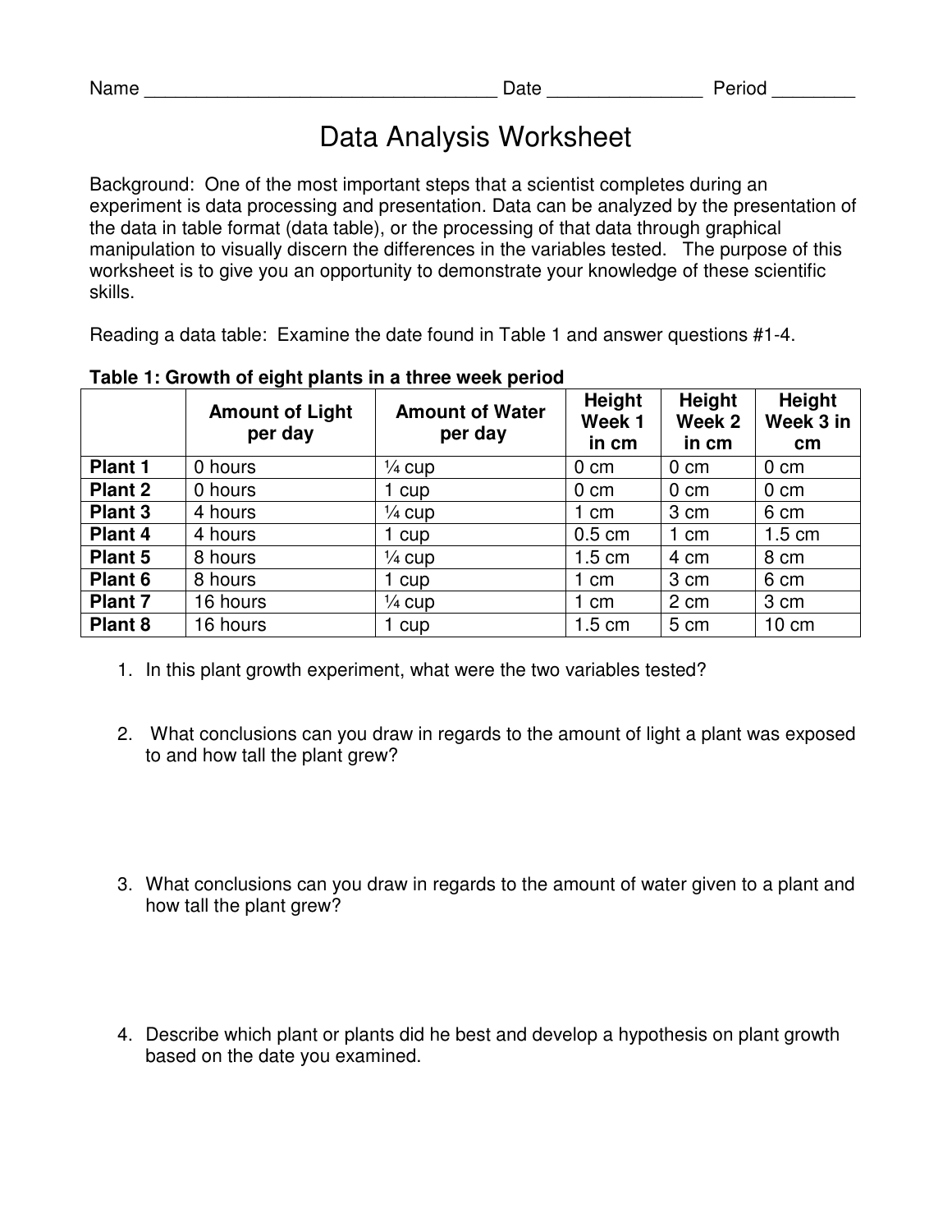Name ___________________________________ Date _______________ Period ________

# Data Analysis Worksheet

Background: One of the most important steps that a scientist completes during an experiment is data processing and presentation. Data can be analyzed by the presentation of the data in table format (data table), or the processing of that data through graphical manipulation to visually discern the differences in the variables tested. The purpose of this worksheet is to give you an opportunity to demonstrate your knowledge of these scientific skills.

Reading a data table: Examine the date found in Table 1 and answer questions #1-4.

**Table 1: Growth of eight plants in a three week period**

| | Amount of Light per day | Amount of Water per day | Height Week 1 in cm | Height Week 2 in cm | Height Week 3 in cm |
|---|---|---|---|---|---|
| **Plant 1** | 0 hours | ¼ cup | 0 cm | 0 cm | 0 cm |
| **Plant 2** | 0 hours | 1 cup | 0 cm | 0 cm | 0 cm |
| **Plant 3** | 4 hours | ¼ cup | 1 cm | 3 cm | 6 cm |
| **Plant 4** | 4 hours | 1 cup | 0.5 cm | 1 cm | 1.5 cm |
| **Plant 5** | 8 hours | ¼ cup | 1.5 cm | 4 cm | 8 cm |
| **Plant 6** | 8 hours | 1 cup | 1 cm | 3 cm | 6 cm |
| **Plant 7** | 16 hours | ¼ cup | 1 cm | 2 cm | 3 cm |
| **Plant 8** | 16 hours | 1 cup | 1.5 cm | 5 cm | 10 cm |

1. In this plant growth experiment, what were the two variables tested?

2. What conclusions can you draw in regards to the amount of light a plant was exposed to and how tall the plant grew?

3. What conclusions can you draw in regards to the amount of water given to a plant and how tall the plant grew?

4. Describe which plant or plants did he best and develop a hypothesis on plant growth based on the date you examined.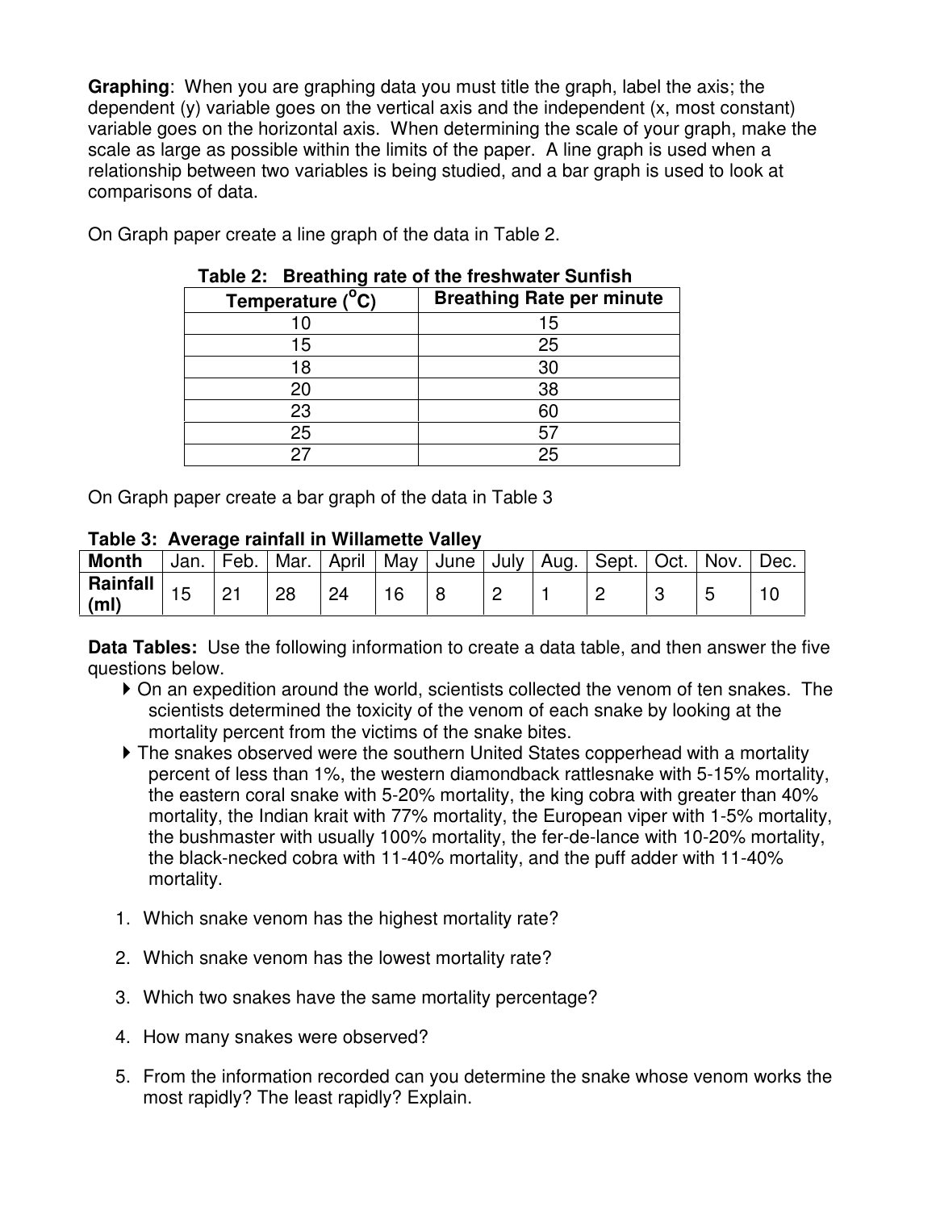**Graphing**: When you are graphing data you must title the graph, label the axis; the dependent (y) variable goes on the vertical axis and the independent (x, most constant) variable goes on the horizontal axis. When determining the scale of your graph, make the scale as large as possible within the limits of the paper. A line graph is used when a relationship between two variables is being studied, and a bar graph is used to look at comparisons of data.

On Graph paper create a line graph of the data in Table 2.

**Table 2: Breathing rate of the freshwater Sunfish**

| Temperature ($^{o}$C) | Breathing Rate per minute |
|---|---|
| 10 | 15 |
| 15 | 25 |
| 18 | 30 |
| 20 | 38 |
| 23 | 60 |
| 25 | 57 |
| 27 | 25 |

On Graph paper create a bar graph of the data in Table 3

**Table 3: Average rainfall in Willamette Valley**

| Month | Jan. | Feb. | Mar. | April | May | June | July | Aug. | Sept. | Oct. | Nov. | Dec. |
|---|---|---|---|---|---|---|---|---|---|---|---|---|
| Rainfall (ml) | 15 | 21 | 28 | 24 | 16 | 8 | 2 | 1 | 2 | 3 | 5 | 10 |

**Data Tables:** Use the following information to create a data table, and then answer the five questions below.

- On an expedition around the world, scientists collected the venom of ten snakes. The scientists determined the toxicity of the venom of each snake by looking at the mortality percent from the victims of the snake bites.
- The snakes observed were the southern United States copperhead with a mortality percent of less than 1%, the western diamondback rattlesnake with 5-15% mortality, the eastern coral snake with 5-20% mortality, the king cobra with greater than 40% mortality, the Indian krait with 77% mortality, the European viper with 1-5% mortality, the bushmaster with usually 100% mortality, the fer-de-lance with 10-20% mortality, the black-necked cobra with 11-40% mortality, and the puff adder with 11-40% mortality.

1. Which snake venom has the highest mortality rate?
2. Which snake venom has the lowest mortality rate?
3. Which two snakes have the same mortality percentage?
4. How many snakes were observed?
5. From the information recorded can you determine the snake whose venom works the most rapidly? The least rapidly? Explain.